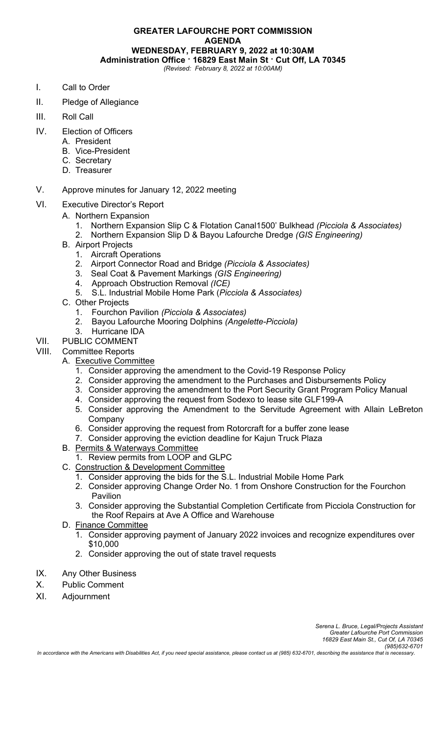# GREATER LAFOURCHE PORT COMMISSION

## AGENDA

### WEDNESDAY, FEBRUARY 9, 2022 at 10:30AM

**Administration Office · 16829 East Main St · Cut Off, LA 70345**

*(Revised: February 8, 2022 at 10:00AM)*

I. Call to Order

II. Pledge of Allegiance

III. Roll Call

IV. Election of Officers
   - A. President
   - B. Vice-President
   - C. Secretary
   - D. Treasurer

V. Approve minutes for January 12, 2022 meeting

VI. Executive Director's Report
   - A. Northern Expansion
     1. Northern Expansion Slip C & Flotation Canal1500' Bulkhead *(Picciola & Associates)*
     2. Northern Expansion Slip D & Bayou Lafourche Dredge *(GIS Engineering)*
   - B. Airport Projects
     1. Aircraft Operations
     2. Airport Connector Road and Bridge *(Picciola & Associates)*
     3. Seal Coat & Pavement Markings *(GIS Engineering)*
     4. Approach Obstruction Removal *(ICE)*
     5. S.L. Industrial Mobile Home Park (*Picciola & Associates)*
   - C. Other Projects
     1. Fourchon Pavilion *(Picciola & Associates)*
     2. Bayou Lafourche Mooring Dolphins *(Angelette-Picciola)*
     3. Hurricane IDA

VII. PUBLIC COMMENT

VIII. Committee Reports
   - A. <u>Executive Committee</u>
     1. Consider approving the amendment to the Covid-19 Response Policy
     2. Consider approving the amendment to the Purchases and Disbursements Policy
     3. Consider approving the amendment to the Port Security Grant Program Policy Manual
     4. Consider approving the request from Sodexo to lease site GLF199-A
     5. Consider approving the Amendment to the Servitude Agreement with Allain LeBreton Company
     6. Consider approving the request from Rotorcraft for a buffer zone lease
     7. Consider approving the eviction deadline for Kajun Truck Plaza
   - B. <u>Permits & Waterways Committee</u>
     1. Review permits from LOOP and GLPC
   - C. <u>Construction & Development Committee</u>
     1. Consider approving the bids for the S.L. Industrial Mobile Home Park
     2. Consider approving Change Order No. 1 from Onshore Construction for the Fourchon Pavilion
     3. Consider approving the Substantial Completion Certificate from Picciola Construction for the Roof Repairs at Ave A Office and Warehouse
   - D. <u>Finance Committee</u>
     1. Consider approving payment of January 2022 invoices and recognize expenditures over $10,000
     2. Consider approving the out of state travel requests

IX. Any Other Business

X. Public Comment

XI. Adjournment

*Serena L. Bruce, Legal/Projects Assistant*
*Greater Lafourche Port Commission*
*16829 East Main St., Cut Of, LA 70345*
*(985)632-6701*

*In accordance with the Americans with Disabilities Act, if you need special assistance, please contact us at (985) 632-6701, describing the assistance that is necessary.*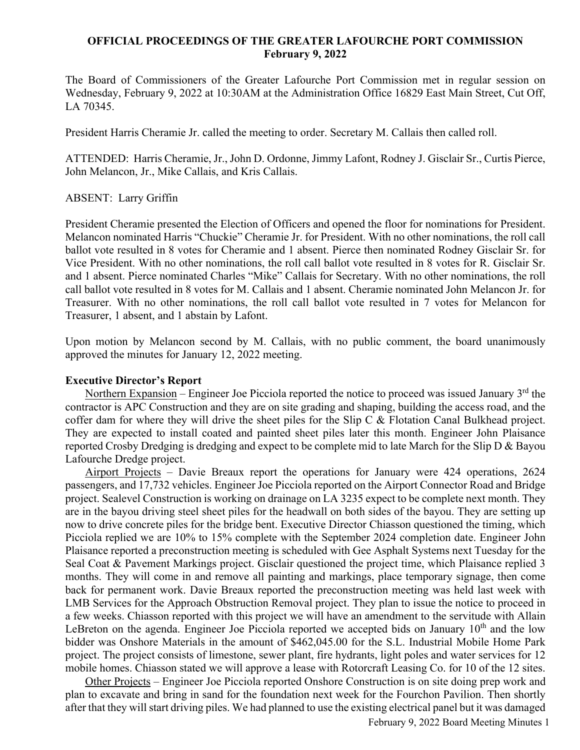**OFFICIAL PROCEEDINGS OF THE GREATER LAFOURCHE PORT COMMISSION**
**February 9, 2022**

The Board of Commissioners of the Greater Lafourche Port Commission met in regular session on Wednesday, February 9, 2022 at 10:30AM at the Administration Office 16829 East Main Street, Cut Off, LA 70345.

President Harris Cheramie Jr. called the meeting to order. Secretary M. Callais then called roll.

ATTENDED: Harris Cheramie, Jr., John D. Ordonne, Jimmy Lafont, Rodney J. Gisclair Sr., Curtis Pierce, John Melancon, Jr., Mike Callais, and Kris Callais.

ABSENT: Larry Griffin

President Cheramie presented the Election of Officers and opened the floor for nominations for President. Melancon nominated Harris "Chuckie" Cheramie Jr. for President. With no other nominations, the roll call ballot vote resulted in 8 votes for Cheramie and 1 absent. Pierce then nominated Rodney Gisclair Sr. for Vice President. With no other nominations, the roll call ballot vote resulted in 8 votes for R. Gisclair Sr. and 1 absent. Pierce nominated Charles "Mike" Callais for Secretary. With no other nominations, the roll call ballot vote resulted in 8 votes for M. Callais and 1 absent. Cheramie nominated John Melancon Jr. for Treasurer. With no other nominations, the roll call ballot vote resulted in 7 votes for Melancon for Treasurer, 1 absent, and 1 abstain by Lafont.

Upon motion by Melancon second by M. Callais, with no public comment, the board unanimously approved the minutes for January 12, 2022 meeting.

**Executive Director's Report**

Northern Expansion – Engineer Joe Picciola reported the notice to proceed was issued January 3rd the contractor is APC Construction and they are on site grading and shaping, building the access road, and the coffer dam for where they will drive the sheet piles for the Slip C & Flotation Canal Bulkhead project. They are expected to install coated and painted sheet piles later this month. Engineer John Plaisance reported Crosby Dredging is dredging and expect to be complete mid to late March for the Slip D & Bayou Lafourche Dredge project.

Airport Projects – Davie Breaux report the operations for January were 424 operations, 2624 passengers, and 17,732 vehicles. Engineer Joe Picciola reported on the Airport Connector Road and Bridge project. Sealevel Construction is working on drainage on LA 3235 expect to be complete next month. They are in the bayou driving steel sheet piles for the headwall on both sides of the bayou. They are setting up now to drive concrete piles for the bridge bent. Executive Director Chiasson questioned the timing, which Picciola replied we are 10% to 15% complete with the September 2024 completion date. Engineer John Plaisance reported a preconstruction meeting is scheduled with Gee Asphalt Systems next Tuesday for the Seal Coat & Pavement Markings project. Gisclair questioned the project time, which Plaisance replied 3 months. They will come in and remove all painting and markings, place temporary signage, then come back for permanent work. Davie Breaux reported the preconstruction meeting was held last week with LMB Services for the Approach Obstruction Removal project. They plan to issue the notice to proceed in a few weeks. Chiasson reported with this project we will have an amendment to the servitude with Allain LeBreton on the agenda. Engineer Joe Picciola reported we accepted bids on January 10th and the low bidder was Onshore Materials in the amount of $462,045.00 for the S.L. Industrial Mobile Home Park project. The project consists of limestone, sewer plant, fire hydrants, light poles and water services for 12 mobile homes. Chiasson stated we will approve a lease with Rotorcraft Leasing Co. for 10 of the 12 sites.

Other Projects – Engineer Joe Picciola reported Onshore Construction is on site doing prep work and plan to excavate and bring in sand for the foundation next week for the Fourchon Pavilion. Then shortly after that they will start driving piles. We had planned to use the existing electrical panel but it was damaged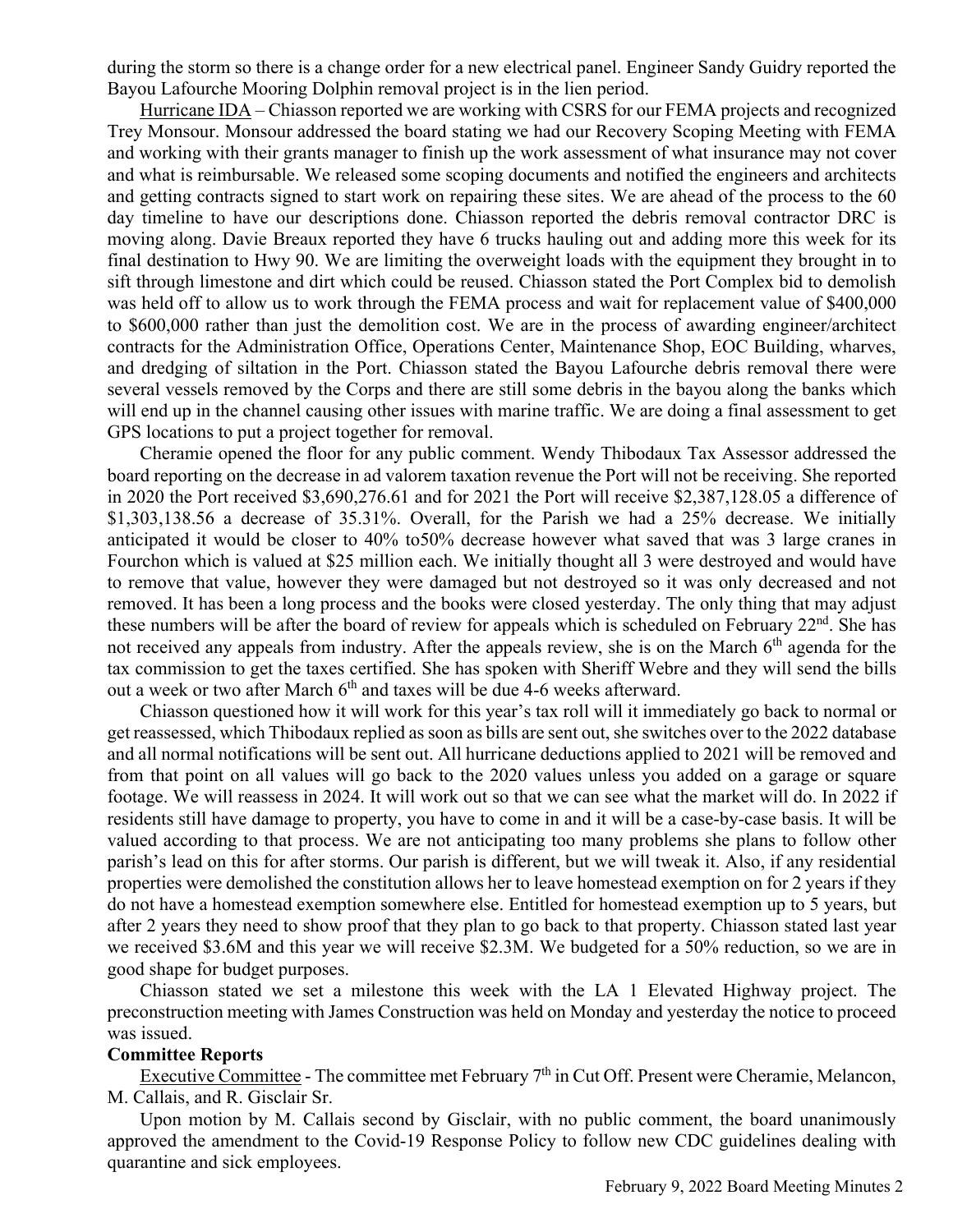during the storm so there is a change order for a new electrical panel. Engineer Sandy Guidry reported the Bayou Lafourche Mooring Dolphin removal project is in the lien period.

Hurricane IDA – Chiasson reported we are working with CSRS for our FEMA projects and recognized Trey Monsour. Monsour addressed the board stating we had our Recovery Scoping Meeting with FEMA and working with their grants manager to finish up the work assessment of what insurance may not cover and what is reimbursable. We released some scoping documents and notified the engineers and architects and getting contracts signed to start work on repairing these sites. We are ahead of the process to the 60 day timeline to have our descriptions done. Chiasson reported the debris removal contractor DRC is moving along. Davie Breaux reported they have 6 trucks hauling out and adding more this week for its final destination to Hwy 90. We are limiting the overweight loads with the equipment they brought in to sift through limestone and dirt which could be reused. Chiasson stated the Port Complex bid to demolish was held off to allow us to work through the FEMA process and wait for replacement value of $400,000 to $600,000 rather than just the demolition cost. We are in the process of awarding engineer/architect contracts for the Administration Office, Operations Center, Maintenance Shop, EOC Building, wharves, and dredging of siltation in the Port. Chiasson stated the Bayou Lafourche debris removal there were several vessels removed by the Corps and there are still some debris in the bayou along the banks which will end up in the channel causing other issues with marine traffic. We are doing a final assessment to get GPS locations to put a project together for removal.

Cheramie opened the floor for any public comment. Wendy Thibodaux Tax Assessor addressed the board reporting on the decrease in ad valorem taxation revenue the Port will not be receiving. She reported in 2020 the Port received $3,690,276.61 and for 2021 the Port will receive $2,387,128.05 a difference of $1,303,138.56 a decrease of 35.31%. Overall, for the Parish we had a 25% decrease. We initially anticipated it would be closer to 40% to50% decrease however what saved that was 3 large cranes in Fourchon which is valued at $25 million each. We initially thought all 3 were destroyed and would have to remove that value, however they were damaged but not destroyed so it was only decreased and not removed. It has been a long process and the books were closed yesterday. The only thing that may adjust these numbers will be after the board of review for appeals which is scheduled on February 22nd. She has not received any appeals from industry. After the appeals review, she is on the March 6th agenda for the tax commission to get the taxes certified. She has spoken with Sheriff Webre and they will send the bills out a week or two after March 6th and taxes will be due 4-6 weeks afterward.

Chiasson questioned how it will work for this year's tax roll will it immediately go back to normal or get reassessed, which Thibodaux replied as soon as bills are sent out, she switches over to the 2022 database and all normal notifications will be sent out. All hurricane deductions applied to 2021 will be removed and from that point on all values will go back to the 2020 values unless you added on a garage or square footage. We will reassess in 2024. It will work out so that we can see what the market will do. In 2022 if residents still have damage to property, you have to come in and it will be a case-by-case basis. It will be valued according to that process. We are not anticipating too many problems she plans to follow other parish's lead on this for after storms. Our parish is different, but we will tweak it. Also, if any residential properties were demolished the constitution allows her to leave homestead exemption on for 2 years if they do not have a homestead exemption somewhere else. Entitled for homestead exemption up to 5 years, but after 2 years they need to show proof that they plan to go back to that property. Chiasson stated last year we received $3.6M and this year we will receive $2.3M. We budgeted for a 50% reduction, so we are in good shape for budget purposes.

Chiasson stated we set a milestone this week with the LA 1 Elevated Highway project. The preconstruction meeting with James Construction was held on Monday and yesterday the notice to proceed was issued.

**Committee Reports**

Executive Committee - The committee met February 7th in Cut Off. Present were Cheramie, Melancon, M. Callais, and R. Gisclair Sr.

Upon motion by M. Callais second by Gisclair, with no public comment, the board unanimously approved the amendment to the Covid-19 Response Policy to follow new CDC guidelines dealing with quarantine and sick employees.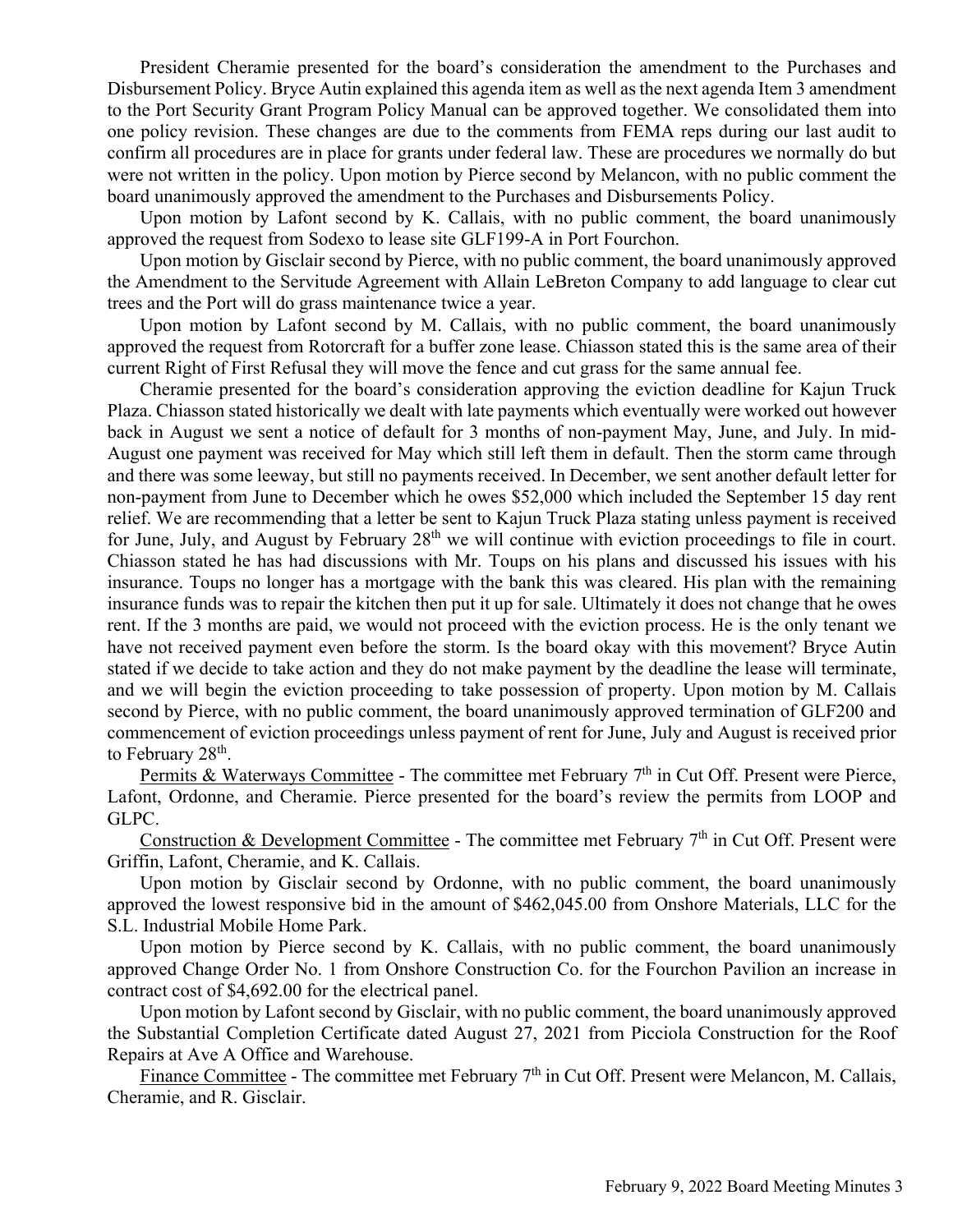President Cheramie presented for the board's consideration the amendment to the Purchases and Disbursement Policy. Bryce Autin explained this agenda item as well as the next agenda Item 3 amendment to the Port Security Grant Program Policy Manual can be approved together. We consolidated them into one policy revision. These changes are due to the comments from FEMA reps during our last audit to confirm all procedures are in place for grants under federal law. These are procedures we normally do but were not written in the policy. Upon motion by Pierce second by Melancon, with no public comment the board unanimously approved the amendment to the Purchases and Disbursements Policy.

Upon motion by Lafont second by K. Callais, with no public comment, the board unanimously approved the request from Sodexo to lease site GLF199-A in Port Fourchon.

Upon motion by Gisclair second by Pierce, with no public comment, the board unanimously approved the Amendment to the Servitude Agreement with Allain LeBreton Company to add language to clear cut trees and the Port will do grass maintenance twice a year.

Upon motion by Lafont second by M. Callais, with no public comment, the board unanimously approved the request from Rotorcraft for a buffer zone lease. Chiasson stated this is the same area of their current Right of First Refusal they will move the fence and cut grass for the same annual fee.

Cheramie presented for the board's consideration approving the eviction deadline for Kajun Truck Plaza. Chiasson stated historically we dealt with late payments which eventually were worked out however back in August we sent a notice of default for 3 months of non-payment May, June, and July. In mid-August one payment was received for May which still left them in default. Then the storm came through and there was some leeway, but still no payments received. In December, we sent another default letter for non-payment from June to December which he owes $52,000 which included the September 15 day rent relief. We are recommending that a letter be sent to Kajun Truck Plaza stating unless payment is received for June, July, and August by February 28th we will continue with eviction proceedings to file in court. Chiasson stated he has had discussions with Mr. Toups on his plans and discussed his issues with his insurance. Toups no longer has a mortgage with the bank this was cleared. His plan with the remaining insurance funds was to repair the kitchen then put it up for sale. Ultimately it does not change that he owes rent. If the 3 months are paid, we would not proceed with the eviction process. He is the only tenant we have not received payment even before the storm. Is the board okay with this movement? Bryce Autin stated if we decide to take action and they do not make payment by the deadline the lease will terminate, and we will begin the eviction proceeding to take possession of property. Upon motion by M. Callais second by Pierce, with no public comment, the board unanimously approved termination of GLF200 and commencement of eviction proceedings unless payment of rent for June, July and August is received prior to February 28th.

Permits & Waterways Committee - The committee met February 7th in Cut Off. Present were Pierce, Lafont, Ordonne, and Cheramie. Pierce presented for the board's review the permits from LOOP and GLPC.

Construction & Development Committee - The committee met February 7th in Cut Off. Present were Griffin, Lafont, Cheramie, and K. Callais.

Upon motion by Gisclair second by Ordonne, with no public comment, the board unanimously approved the lowest responsive bid in the amount of $462,045.00 from Onshore Materials, LLC for the S.L. Industrial Mobile Home Park.

Upon motion by Pierce second by K. Callais, with no public comment, the board unanimously approved Change Order No. 1 from Onshore Construction Co. for the Fourchon Pavilion an increase in contract cost of $4,692.00 for the electrical panel.

Upon motion by Lafont second by Gisclair, with no public comment, the board unanimously approved the Substantial Completion Certificate dated August 27, 2021 from Picciola Construction for the Roof Repairs at Ave A Office and Warehouse.

Finance Committee - The committee met February 7th in Cut Off. Present were Melancon, M. Callais, Cheramie, and R. Gisclair.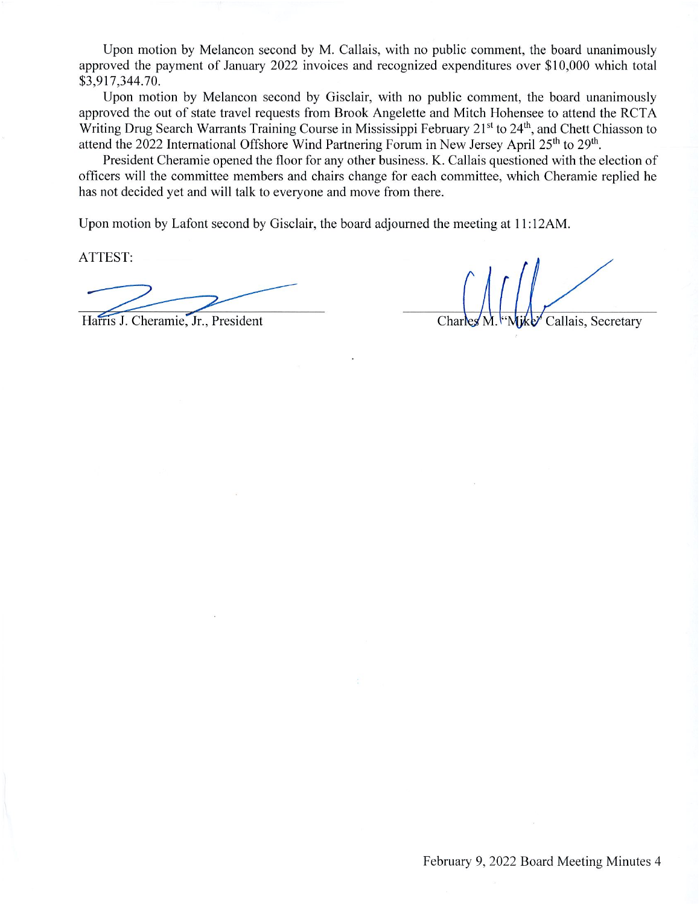Upon motion by Melancon second by M. Callais, with no public comment, the board unanimously approved the payment of January 2022 invoices and recognized expenditures over $10,000 which total $3,917,344.70.

Upon motion by Melancon second by Gisclair, with no public comment, the board unanimously approved the out of state travel requests from Brook Angelette and Mitch Hohensee to attend the RCTA Writing Drug Search Warrants Training Course in Mississippi February 21st to 24th, and Chett Chiasson to attend the 2022 International Offshore Wind Partnering Forum in New Jersey April 25th to 29th.

President Cheramie opened the floor for any other business. K. Callais questioned with the election of officers will the committee members and chairs change for each committee, which Cheramie replied he has not decided yet and will talk to everyone and move from there.

Upon motion by Lafont second by Gisclair, the board adjourned the meeting at 11:12AM.

ATTEST:

Harris J. Cheramie, Jr., President

Charles M. "Mike" Callais, Secretary